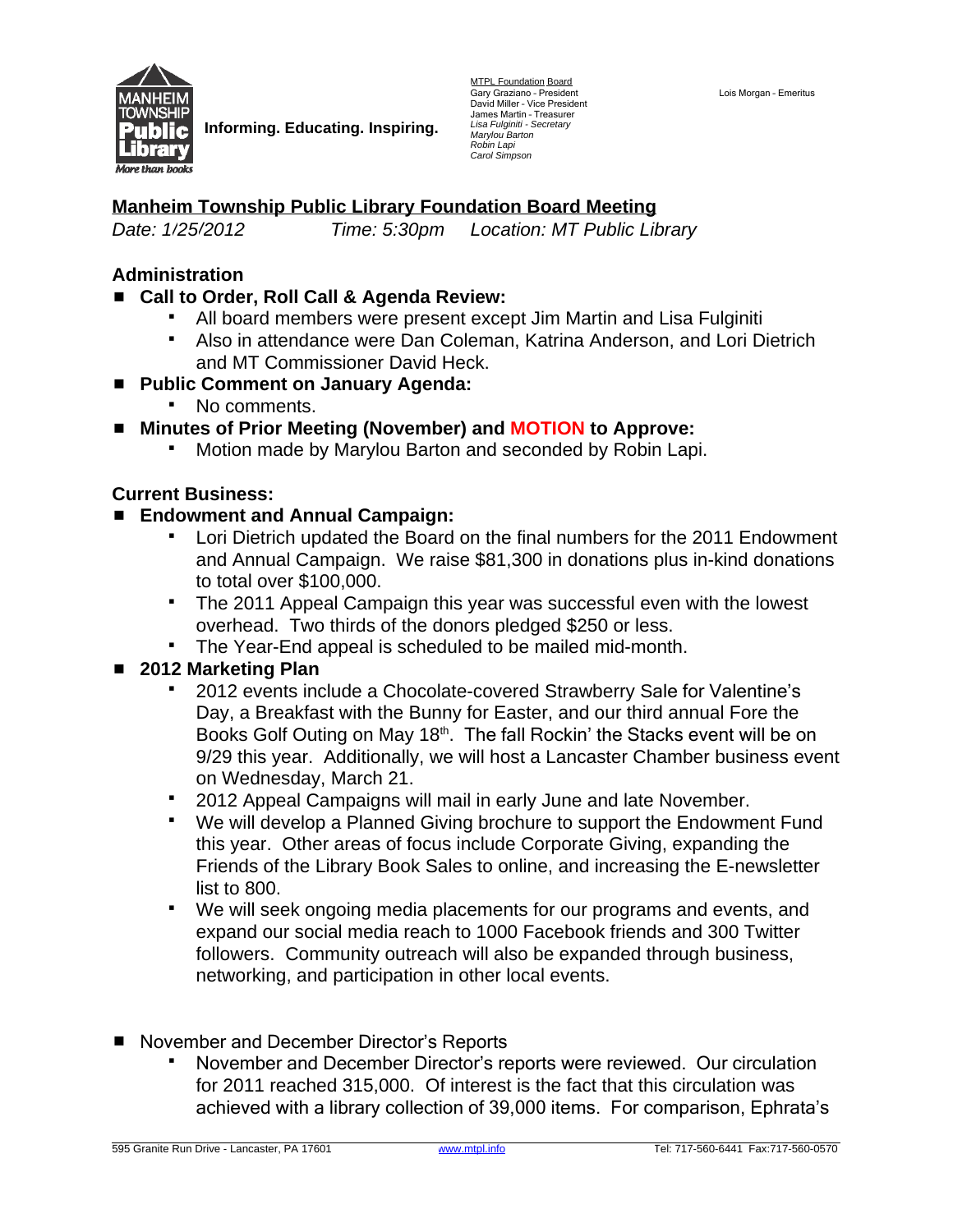Informing. Educating. Inspiring.

MTPL Foundation Board
Gary Graziano - President
David Miller - Vice President
James Martin - Treasurer
*Lisa Fulginiti - Secretary*
*Marylou Barton*
*Robin Lapi*
*Carol Simpson*

Lois Morgan - Emeritus

## Manheim Township Public Library Foundation Board Meeting

*Date: 1/25/2012 Time: 5:30pm Location: MT Public Library*

### Administration

- **Call to Order, Roll Call & Agenda Review:**
  - All board members were present except Jim Martin and Lisa Fulginiti
  - Also in attendance were Dan Coleman, Katrina Anderson, and Lori Dietrich and MT Commissioner David Heck.
- **Public Comment on January Agenda:**
  - No comments.
- **Minutes of Prior Meeting (November) and MOTION to Approve:**
  - Motion made by Marylou Barton and seconded by Robin Lapi.

### Current Business:

- **Endowment and Annual Campaign:**
  - Lori Dietrich updated the Board on the final numbers for the 2011 Endowment and Annual Campaign. We raise $81,300 in donations plus in-kind donations to total over $100,000.
  - The 2011 Appeal Campaign this year was successful even with the lowest overhead. Two thirds of the donors pledged $250 or less.
  - The Year-End appeal is scheduled to be mailed mid-month.
- **2012 Marketing Plan**
  - 2012 events include a Chocolate-covered Strawberry Sale for Valentine's Day, a Breakfast with the Bunny for Easter, and our third annual Fore the Books Golf Outing on May 18th. The fall Rockin' the Stacks event will be on 9/29 this year. Additionally, we will host a Lancaster Chamber business event on Wednesday, March 21.
  - 2012 Appeal Campaigns will mail in early June and late November.
  - We will develop a Planned Giving brochure to support the Endowment Fund this year. Other areas of focus include Corporate Giving, expanding the Friends of the Library Book Sales to online, and increasing the E-newsletter list to 800.
  - We will seek ongoing media placements for our programs and events, and expand our social media reach to 1000 Facebook friends and 300 Twitter followers. Community outreach will also be expanded through business, networking, and participation in other local events.

- November and December Director's Reports
  - November and December Director's reports were reviewed. Our circulation for 2011 reached 315,000. Of interest is the fact that this circulation was achieved with a library collection of 39,000 items. For comparison, Ephrata's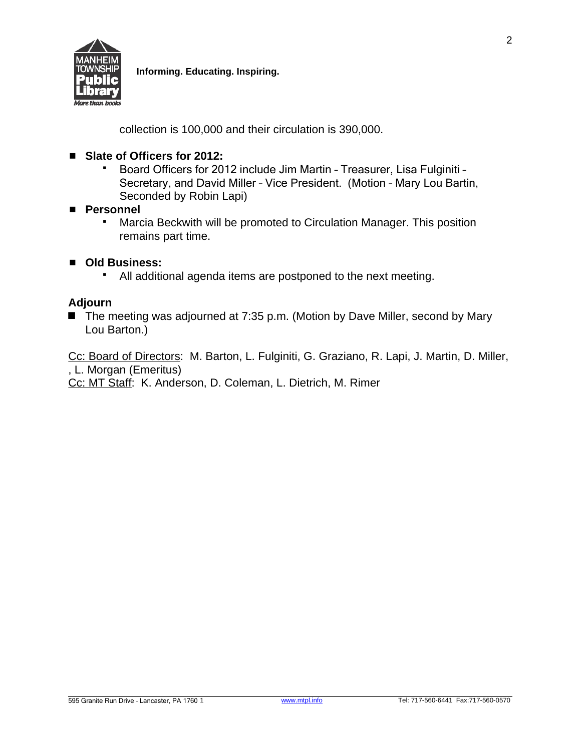collection is 100,000 and their circulation is 390,000.

- **Slate of Officers for 2012:**
  - Board Officers for 2012 include Jim Martin – Treasurer, Lisa Fulginiti – Secretary, and David Miller – Vice President. (Motion – Mary Lou Bartin, Seconded by Robin Lapi)
- **Personnel**
  - Marcia Beckwith will be promoted to Circulation Manager. This position remains part time.
- **Old Business:**
  - All additional agenda items are postponed to the next meeting.

**Adjourn**

- The meeting was adjourned at 7:35 p.m. (Motion by Dave Miller, second by Mary Lou Barton.)

Cc: Board of Directors: M. Barton, L. Fulginiti, G. Graziano, R. Lapi, J. Martin, D. Miller, , L. Morgan (Emeritus)
Cc: MT Staff: K. Anderson, D. Coleman, L. Dietrich, M. Rimer